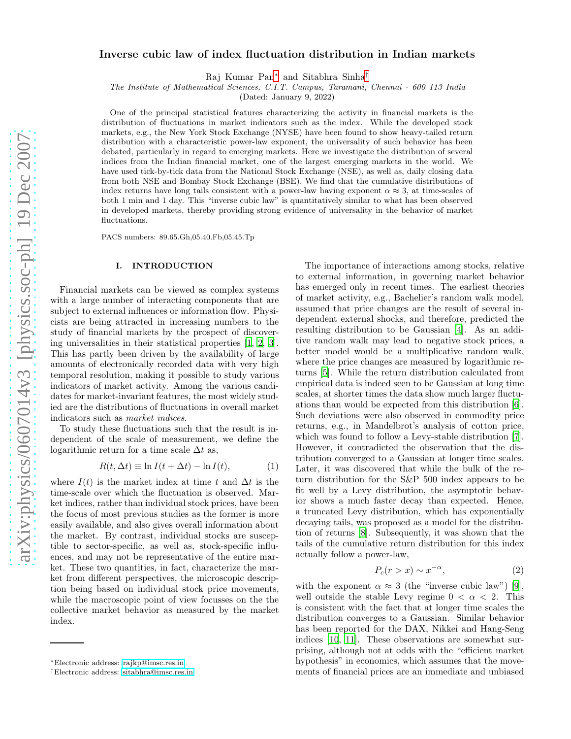# Inverse cubic law of index fluctuation distribution in Indian markets

Raj Kumar Pan* and Sitabhra Sinha†

*The Institute of Mathematical Sciences, C.I.T. Campus, Taramani, Chennai - 600 113 India*

(Dated: January 9, 2022)

One of the principal statistical features characterizing the activity in financial markets is the distribution of fluctuations in market indicators such as the index. While the developed stock markets, e.g., the New York Stock Exchange (NYSE) have been found to show heavy-tailed return distribution with a characteristic power-law exponent, the universality of such behavior has been debated, particularly in regard to emerging markets. Here we investigate the distribution of several indices from the Indian financial market, one of the largest emerging markets in the world. We have used tick-by-tick data from the National Stock Exchange (NSE), as well as, daily closing data from both NSE and Bombay Stock Exchange (BSE). We find that the cumulative distributions of index returns have long tails consistent with a power-law having exponent $\alpha \approx 3$, at time-scales of both 1 min and 1 day. This "inverse cubic law" is quantitatively similar to what has been observed in developed markets, thereby providing strong evidence of universality in the behavior of market fluctuations.

PACS numbers: 89.65.Gh,05.40.Fb,05.45.Tp

## I. INTRODUCTION

Financial markets can be viewed as complex systems with a large number of interacting components that are subject to external influences or information flow. Physicists are being attracted in increasing numbers to the study of financial markets by the prospect of discovering universalities in their statistical properties [1, 2, 3]. This has partly been driven by the availability of large amounts of electronically recorded data with very high temporal resolution, making it possible to study various indicators of market activity. Among the various candidates for market-invariant features, the most widely studied are the distributions of fluctuations in overall market indicators such as *market indices*.

To study these fluctuations such that the result is independent of the scale of measurement, we define the logarithmic return for a time scale $\Delta t$ as,

$$R(t, \Delta t) \equiv \ln I(t + \Delta t) - \ln I(t), \tag{1}$$

where $I(t)$ is the market index at time $t$ and $\Delta t$ is the time-scale over which the fluctuation is observed. Market indices, rather than individual stock prices, have been the focus of most previous studies as the former is more easily available, and also gives overall information about the market. By contrast, individual stocks are susceptible to sector-specific, as well as, stock-specific influences, and may not be representative of the entire market. These two quantities, in fact, characterize the market from different perspectives, the microscopic description being based on individual stock price movements, while the macroscopic point of view focusses on the the collective market behavior as measured by the market index.

The importance of interactions among stocks, relative to external information, in governing market behavior has emerged only in recent times. The earliest theories of market activity, e.g., Bachelier's random walk model, assumed that price changes are the result of several independent external shocks, and therefore, predicted the resulting distribution to be Gaussian [4]. As an additive random walk may lead to negative stock prices, a better model would be a multiplicative random walk, where the price changes are measured by logarithmic returns [5]. While the return distribution calculated from empirical data is indeed seen to be Gaussian at long time scales, at shorter times the data show much larger fluctuations than would be expected from this distribution [6]. Such deviations were also observed in commodity price returns, e.g., in Mandelbrot's analysis of cotton price, which was found to follow a Levy-stable distribution [7]. However, it contradicted the observation that the distribution converged to a Gaussian at longer time scales. Later, it was discovered that while the bulk of the return distribution for the S&P 500 index appears to be fit well by a Levy distribution, the asymptotic behavior shows a much faster decay than expected. Hence, a truncated Levy distribution, which has exponentially decaying tails, was proposed as a model for the distribution of returns [8]. Subsequently, it was shown that the tails of the cumulative return distribution for this index actually follow a power-law,

$$P_c(r > x) \sim x^{-\alpha}, \tag{2}$$

with the exponent $\alpha \approx 3$ (the "inverse cubic law") [9], well outside the stable Levy regime $0 < \alpha < 2$. This is consistent with the fact that at longer time scales the distribution converges to a Gaussian. Similar behavior has been reported for the DAX, Nikkei and Hang-Seng indices [10, 11]. These observations are somewhat surprising, although not at odds with the "efficient market hypothesis" in economics, which assumes that the movements of financial prices are an immediate and unbiased

*Electronic address: rajkp@imsc.res.in

†Electronic address: sitabhra@imsc.res.in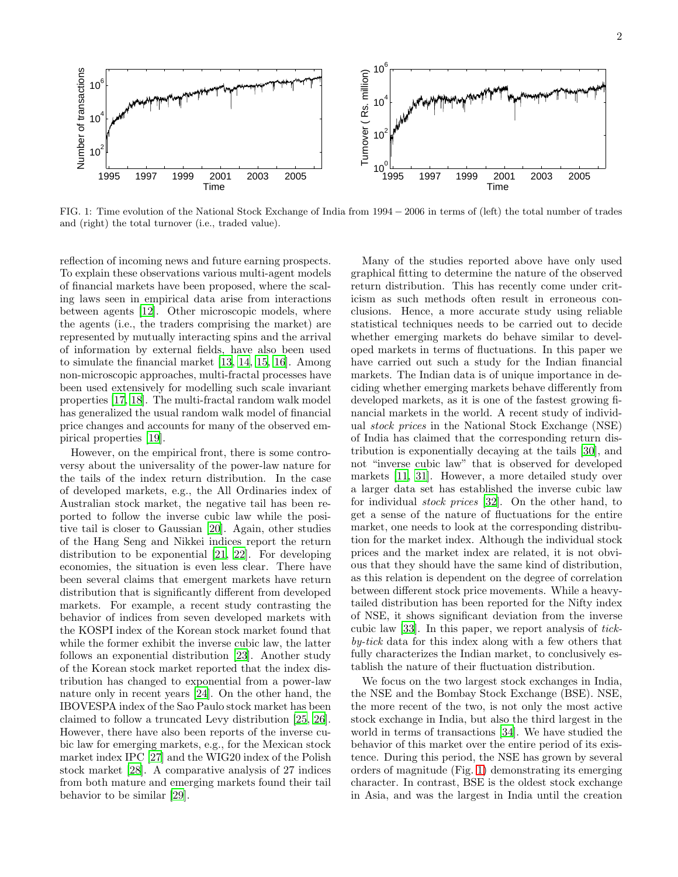FIG. 1: Time evolution of the National Stock Exchange of India from 1994 − 2006 in terms of (left) the total number of trades and (right) the total turnover (i.e., traded value).

reflection of incoming news and future earning prospects. To explain these observations various multi-agent models of financial markets have been proposed, where the scaling laws seen in empirical data arise from interactions between agents [12]. Other microscopic models, where the agents (i.e., the traders comprising the market) are represented by mutually interacting spins and the arrival of information by external fields, have also been used to simulate the financial market [13, 14, 15, 16]. Among non-microscopic approaches, multi-fractal processes have been used extensively for modelling such scale invariant properties [17, 18]. The multi-fractal random walk model has generalized the usual random walk model of financial price changes and accounts for many of the observed empirical properties [19].

However, on the empirical front, there is some controversy about the universality of the power-law nature for the tails of the index return distribution. In the case of developed markets, e.g., the All Ordinaries index of Australian stock market, the negative tail has been reported to follow the inverse cubic law while the positive tail is closer to Gaussian [20]. Again, other studies of the Hang Seng and Nikkei indices report the return distribution to be exponential [21, 22]. For developing economies, the situation is even less clear. There have been several claims that emergent markets have return distribution that is significantly different from developed markets. For example, a recent study contrasting the behavior of indices from seven developed markets with the KOSPI index of the Korean stock market found that while the former exhibit the inverse cubic law, the latter follows an exponential distribution [23]. Another study of the Korean stock market reported that the index distribution has changed to exponential from a power-law nature only in recent years [24]. On the other hand, the IBOVESPA index of the Sao Paulo stock market has been claimed to follow a truncated Levy distribution [25, 26]. However, there have also been reports of the inverse cubic law for emerging markets, e.g., for the Mexican stock market index IPC [27] and the WIG20 index of the Polish stock market [28]. A comparative analysis of 27 indices from both mature and emerging markets found their tail behavior to be similar [29].

Many of the studies reported above have only used graphical fitting to determine the nature of the observed return distribution. This has recently come under criticism as such methods often result in erroneous conclusions. Hence, a more accurate study using reliable statistical techniques needs to be carried out to decide whether emerging markets do behave similar to developed markets in terms of fluctuations. In this paper we have carried out such a study for the Indian financial markets. The Indian data is of unique importance in deciding whether emerging markets behave differently from developed markets, as it is one of the fastest growing financial markets in the world. A recent study of individual *stock prices* in the National Stock Exchange (NSE) of India has claimed that the corresponding return distribution is exponentially decaying at the tails [30], and not "inverse cubic law" that is observed for developed markets [11, 31]. However, a more detailed study over a larger data set has established the inverse cubic law for individual *stock prices* [32]. On the other hand, to get a sense of the nature of fluctuations for the entire market, one needs to look at the corresponding distribution for the market index. Although the individual stock prices and the market index are related, it is not obvious that they should have the same kind of distribution, as this relation is dependent on the degree of correlation between different stock price movements. While a heavy-tailed distribution has been reported for the Nifty index of NSE, it shows significant deviation from the inverse cubic law [33]. In this paper, we report analysis of *tick-by-tick* data for this index along with a few others that fully characterizes the Indian market, to conclusively establish the nature of their fluctuation distribution.

We focus on the two largest stock exchanges in India, the NSE and the Bombay Stock Exchange (BSE). NSE, the more recent of the two, is not only the most active stock exchange in India, but also the third largest in the world in terms of transactions [34]. We have studied the behavior of this market over the entire period of its existence. During this period, the NSE has grown by several orders of magnitude (Fig. 1) demonstrating its emerging character. In contrast, BSE is the oldest stock exchange in Asia, and was the largest in India until the creation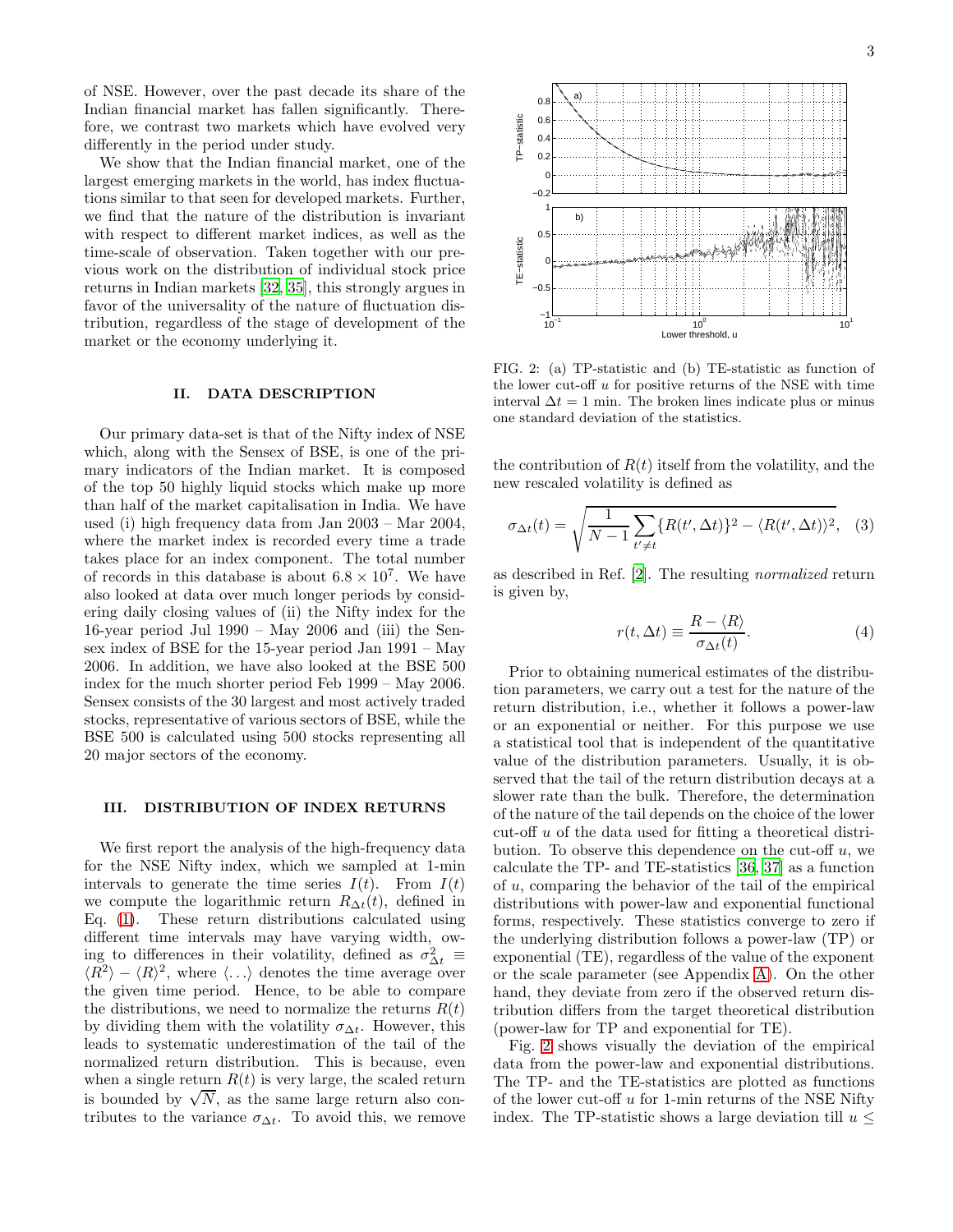of NSE. However, over the past decade its share of the Indian financial market has fallen significantly. Therefore, we contrast two markets which have evolved very differently in the period under study.

We show that the Indian financial market, one of the largest emerging markets in the world, has index fluctuations similar to that seen for developed markets. Further, we find that the nature of the distribution is invariant with respect to different market indices, as well as the time-scale of observation. Taken together with our previous work on the distribution of individual stock price returns in Indian markets [32, 35], this strongly argues in favor of the universality of the nature of fluctuation distribution, regardless of the stage of development of the market or the economy underlying it.

## II. DATA DESCRIPTION

Our primary data-set is that of the Nifty index of NSE which, along with the Sensex of BSE, is one of the primary indicators of the Indian market. It is composed of the top 50 highly liquid stocks which make up more than half of the market capitalisation in India. We have used (i) high frequency data from Jan 2003 – Mar 2004, where the market index is recorded every time a trade takes place for an index component. The total number of records in this database is about $6.8 \times 10^7$. We have also looked at data over much longer periods by considering daily closing values of (ii) the Nifty index for the 16-year period Jul 1990 – May 2006 and (iii) the Sensex index of BSE for the 15-year period Jan 1991 – May 2006. In addition, we have also looked at the BSE 500 index for the much shorter period Feb 1999 – May 2006. Sensex consists of the 30 largest and most actively traded stocks, representative of various sectors of BSE, while the BSE 500 is calculated using 500 stocks representing all 20 major sectors of the economy.

## III. DISTRIBUTION OF INDEX RETURNS

We first report the analysis of the high-frequency data for the NSE Nifty index, which we sampled at 1-min intervals to generate the time series $I(t)$. From $I(t)$ we compute the logarithmic return $R_{\Delta t}(t)$, defined in Eq. (1). These return distributions calculated using different time intervals may have varying width, owing to differences in their volatility, defined as $\sigma^2_{\Delta t} \equiv \langle R^2 \rangle - \langle R \rangle^2$, where $\langle \ldots \rangle$ denotes the time average over the given time period. Hence, to be able to compare the distributions, we need to normalize the returns $R(t)$ by dividing them with the volatility $\sigma_{\Delta t}$. However, this leads to systematic underestimation of the tail of the normalized return distribution. This is because, even when a single return $R(t)$ is very large, the scaled return is bounded by $\sqrt{N}$, as the same large return also contributes to the variance $\sigma_{\Delta t}$. To avoid this, we remove the contribution of $R(t)$ itself from the volatility, and the new rescaled volatility is defined as

$$\sigma_{\Delta t}(t) = \sqrt{\frac{1}{N-1} \sum_{t' \neq t} \{R(t', \Delta t)\}^2 - \langle R(t', \Delta t) \rangle^2}, \quad (3)$$

as described in Ref. [2]. The resulting *normalized* return is given by,

$$r(t, \Delta t) \equiv \frac{R - \langle R \rangle}{\sigma_{\Delta t}(t)}. \quad (4)$$

Prior to obtaining numerical estimates of the distribution parameters, we carry out a test for the nature of the return distribution, i.e., whether it follows a power-law or an exponential or neither. For this purpose we use a statistical tool that is independent of the quantitative value of the distribution parameters. Usually, it is observed that the tail of the return distribution decays at a slower rate than the bulk. Therefore, the determination of the nature of the tail depends on the choice of the lower cut-off $u$ of the data used for fitting a theoretical distribution. To observe this dependence on the cut-off $u$, we calculate the TP- and TE-statistics [36, 37] as a function of $u$, comparing the behavior of the tail of the empirical distributions with power-law and exponential functional forms, respectively. These statistics converge to zero if the underlying distribution follows a power-law (TP) or exponential (TE), regardless of the value of the exponent or the scale parameter (see Appendix A). On the other hand, they deviate from zero if the observed return distribution differs from the target theoretical distribution (power-law for TP and exponential for TE).

FIG. 2: (a) TP-statistic and (b) TE-statistic as function of the lower cut-off $u$ for positive returns of the NSE with time interval $\Delta t = 1$ min. The broken lines indicate plus or minus one standard deviation of the statistics.

Fig. 2 shows visually the deviation of the empirical data from the power-law and exponential distributions. The TP- and the TE-statistics are plotted as functions of the lower cut-off $u$ for 1-min returns of the NSE Nifty index. The TP-statistic shows a large deviation till $u \leq$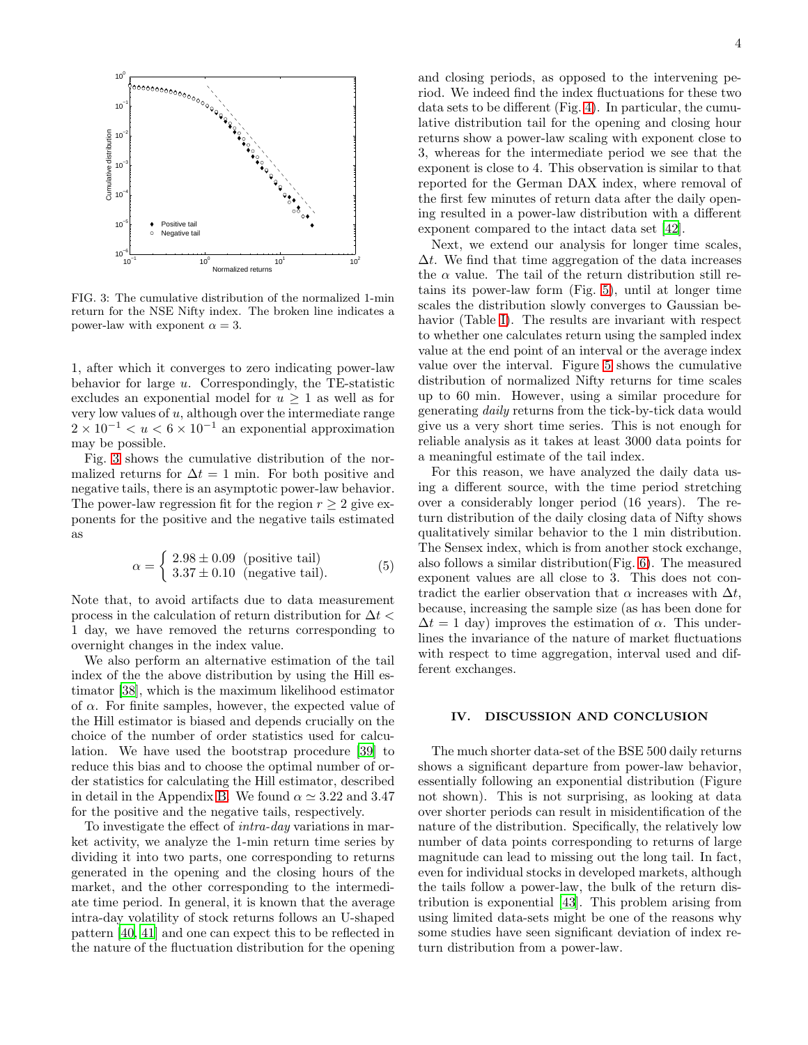FIG. 3: The cumulative distribution of the normalized 1-min return for the NSE Nifty index. The broken line indicates a power-law with exponent $\alpha = 3$.

1, after which it converges to zero indicating power-law behavior for large $u$. Correspondingly, the TE-statistic excludes an exponential model for $u \geq 1$ as well as for very low values of $u$, although over the intermediate range $2 \times 10^{-1} < u < 6 \times 10^{-1}$ an exponential approximation may be possible.

Fig. 3 shows the cumulative distribution of the normalized returns for $\Delta t = 1$ min. For both positive and negative tails, there is an asymptotic power-law behavior. The power-law regression fit for the region $r \geq 2$ give exponents for the positive and the negative tails estimated as

$$\alpha = \begin{cases} 2.98 \pm 0.09 & \text{(positive tail)} \\ 3.37 \pm 0.10 & \text{(negative tail).} \end{cases} \quad (5)$$

Note that, to avoid artifacts due to data measurement process in the calculation of return distribution for $\Delta t < 1$ day, we have removed the returns corresponding to overnight changes in the index value.

We also perform an alternative estimation of the tail index of the the above distribution by using the Hill estimator [38], which is the maximum likelihood estimator of $\alpha$. For finite samples, however, the expected value of the Hill estimator is biased and depends crucially on the choice of the number of order statistics used for calculation. We have used the bootstrap procedure [39] to reduce this bias and to choose the optimal number of order statistics for calculating the Hill estimator, described in detail in the Appendix B. We found $\alpha \simeq 3.22$ and 3.47 for the positive and the negative tails, respectively.

To investigate the effect of *intra-day* variations in market activity, we analyze the 1-min return time series by dividing it into two parts, one corresponding to returns generated in the opening and the closing hours of the market, and the other corresponding to the intermediate time period. In general, it is known that the average intra-day volatility of stock returns follows an U-shaped pattern [40, 41] and one can expect this to be reflected in the nature of the fluctuation distribution for the opening and closing periods, as opposed to the intervening period. We indeed find the index fluctuations for these two data sets to be different (Fig. 4). In particular, the cumulative distribution tail for the opening and closing hour returns show a power-law scaling with exponent close to 3, whereas for the intermediate period we see that the exponent is close to 4. This observation is similar to that reported for the German DAX index, where removal of the first few minutes of return data after the daily opening resulted in a power-law distribution with a different exponent compared to the intact data set [42].

Next, we extend our analysis for longer time scales, $\Delta t$. We find that time aggregation of the data increases the $\alpha$ value. The tail of the return distribution still retains its power-law form (Fig. 5), until at longer time scales the distribution slowly converges to Gaussian behavior (Table I). The results are invariant with respect to whether one calculates return using the sampled index value at the end point of an interval or the average index value over the interval. Figure 5 shows the cumulative distribution of normalized Nifty returns for time scales up to 60 min. However, using a similar procedure for generating *daily* returns from the tick-by-tick data would give us a very short time series. This is not enough for reliable analysis as it takes at least 3000 data points for a meaningful estimate of the tail index.

For this reason, we have analyzed the daily data using a different source, with the time period stretching over a considerably longer period (16 years). The return distribution of the daily closing data of Nifty shows qualitatively similar behavior to the 1 min distribution. The Sensex index, which is from another stock exchange, also follows a similar distribution(Fig. 6). The measured exponent values are all close to 3. This does not contradict the earlier observation that $\alpha$ increases with $\Delta t$, because, increasing the sample size (as has been done for $\Delta t = 1$ day) improves the estimation of $\alpha$. This underlines the invariance of the nature of market fluctuations with respect to time aggregation, interval used and different exchanges.

## IV. DISCUSSION AND CONCLUSION

The much shorter data-set of the BSE 500 daily returns shows a significant departure from power-law behavior, essentially following an exponential distribution (Figure not shown). This is not surprising, as looking at data over shorter periods can result in misidentification of the nature of the distribution. Specifically, the relatively low number of data points corresponding to returns of large magnitude can lead to missing out the long tail. In fact, even for individual stocks in developed markets, although the tails follow a power-law, the bulk of the return distribution is exponential [43]. This problem arising from using limited data-sets might be one of the reasons why some studies have seen significant deviation of index return distribution from a power-law.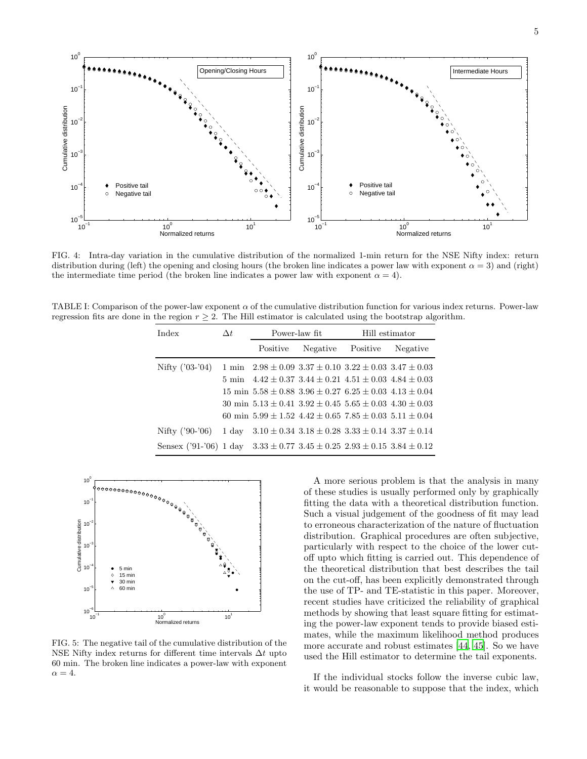FIG. 4: Intra-day variation in the cumulative distribution of the normalized 1-min return for the NSE Nifty index: return distribution during (left) the opening and closing hours (the broken line indicates a power law with exponent $\alpha = 3$) and (right) the intermediate time period (the broken line indicates a power law with exponent $\alpha = 4$).

TABLE I: Comparison of the power-law exponent $\alpha$ of the cumulative distribution function for various index returns. Power-law regression fits are done in the region $r \geq 2$. The Hill estimator is calculated using the bootstrap algorithm.

| Index | $\Delta t$ | Power-law fit | | Hill estimator | |
|---|---|---|---|---|---|
| | | Positive | Negative | Positive | Negative |
| Nifty ('03-'04) | 1 min | $2.98 \pm 0.09$ | $3.37 \pm 0.10$ | $3.22 \pm 0.03$ | $3.47 \pm 0.03$ |
| | 5 min | $4.42 \pm 0.37$ | $3.44 \pm 0.21$ | $4.51 \pm 0.03$ | $4.84 \pm 0.03$ |
| | 15 min | $5.58 \pm 0.88$ | $3.96 \pm 0.27$ | $6.25 \pm 0.03$ | $4.13 \pm 0.04$ |
| | 30 min | $5.13 \pm 0.41$ | $3.92 \pm 0.45$ | $5.65 \pm 0.03$ | $4.30 \pm 0.03$ |
| | 60 min | $5.99 \pm 1.52$ | $4.42 \pm 0.65$ | $7.85 \pm 0.03$ | $5.11 \pm 0.04$ |
| Nifty ('90-'06) | 1 day | $3.10 \pm 0.34$ | $3.18 \pm 0.28$ | $3.33 \pm 0.14$ | $3.37 \pm 0.14$ |
| Sensex ('91-'06) | 1 day | $3.33 \pm 0.77$ | $3.45 \pm 0.25$ | $2.93 \pm 0.15$ | $3.84 \pm 0.12$ |

FIG. 5: The negative tail of the cumulative distribution of the NSE Nifty index returns for different time intervals $\Delta t$ upto 60 min. The broken line indicates a power-law with exponent $\alpha = 4$.

A more serious problem is that the analysis in many of these studies is usually performed only by graphically fitting the data with a theoretical distribution function. Such a visual judgement of the goodness of fit may lead to erroneous characterization of the nature of fluctuation distribution. Graphical procedures are often subjective, particularly with respect to the choice of the lower cut-off upto which fitting is carried out. This dependence of the theoretical distribution that best describes the tail on the cut-off, has been explicitly demonstrated through the use of TP- and TE-statistic in this paper. Moreover, recent studies have criticized the reliability of graphical methods by showing that least square fitting for estimating the power-law exponent tends to provide biased estimates, while the maximum likelihood method produces more accurate and robust estimates [44, 45]. So we have used the Hill estimator to determine the tail exponents.

If the individual stocks follow the inverse cubic law, it would be reasonable to suppose that the index, which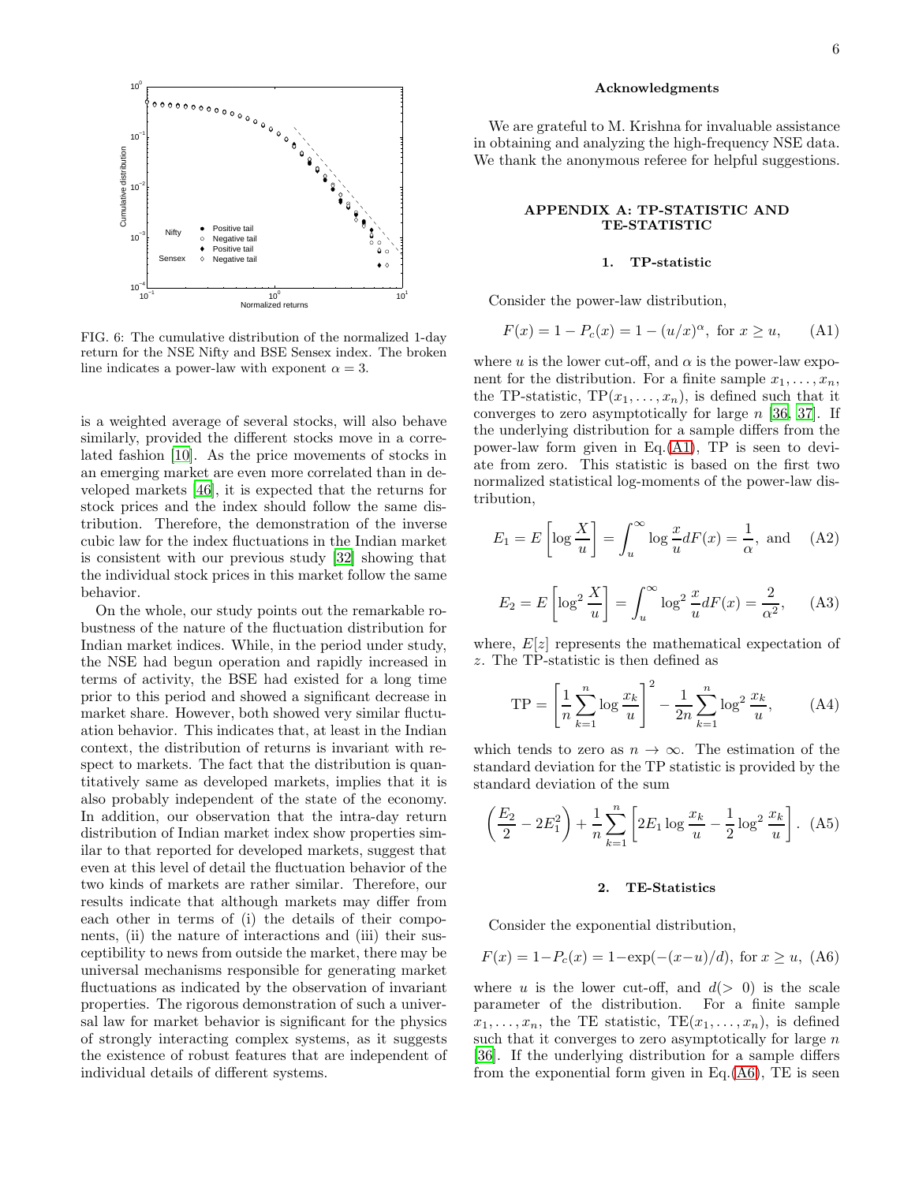FIG. 6: The cumulative distribution of the normalized 1-day return for the NSE Nifty and BSE Sensex index. The broken line indicates a power-law with exponent $\alpha = 3$.

is a weighted average of several stocks, will also behave similarly, provided the different stocks move in a correlated fashion [10]. As the price movements of stocks in an emerging market are even more correlated than in developed markets [46], it is expected that the returns for stock prices and the index should follow the same distribution. Therefore, the demonstration of the inverse cubic law for the index fluctuations in the Indian market is consistent with our previous study [32] showing that the individual stock prices in this market follow the same behavior.

On the whole, our study points out the remarkable robustness of the nature of the fluctuation distribution for Indian market indices. While, in the period under study, the NSE had begun operation and rapidly increased in terms of activity, the BSE had existed for a long time prior to this period and showed a significant decrease in market share. However, both showed very similar fluctuation behavior. This indicates that, at least in the Indian context, the distribution of returns is invariant with respect to markets. The fact that the distribution is quantitatively same as developed markets, implies that it is also probably independent of the state of the economy. In addition, our observation that the intra-day return distribution of Indian market index show properties similar to that reported for developed markets, suggest that even at this level of detail the fluctuation behavior of the two kinds of markets are rather similar. Therefore, our results indicate that although markets may differ from each other in terms of (i) the details of their components, (ii) the nature of interactions and (iii) their susceptibility to news from outside the market, there may be universal mechanisms responsible for generating market fluctuations as indicated by the observation of invariant properties. The rigorous demonstration of such a universal law for market behavior is significant for the physics of strongly interacting complex systems, as it suggests the existence of robust features that are independent of individual details of different systems.

## Acknowledgments

We are grateful to M. Krishna for invaluable assistance in obtaining and analyzing the high-frequency NSE data. We thank the anonymous referee for helpful suggestions.

## APPENDIX A: TP-STATISTIC AND TE-STATISTIC

### 1. TP-statistic

Consider the power-law distribution,

$$F(x) = 1 - P_c(x) = 1 - (u/x)^{\alpha}, \text{ for } x \geq u, \tag{A1}$$

where $u$ is the lower cut-off, and $\alpha$ is the power-law exponent for the distribution. For a finite sample $x_1, \ldots, x_n$, the TP-statistic, $\text{TP}(x_1, \ldots, x_n)$, is defined such that it converges to zero asymptotically for large $n$ [36, 37]. If the underlying distribution for a sample differs from the power-law form given in Eq.(A1), TP is seen to deviate from zero. This statistic is based on the first two normalized statistical log-moments of the power-law distribution,

$$E_1 = E\left[\log \frac{X}{u}\right] = \int_u^{\infty} \log \frac{x}{u} dF(x) = \frac{1}{\alpha}, \text{ and} \tag{A2}$$

$$E_2 = E\left[\log^2 \frac{X}{u}\right] = \int_u^{\infty} \log^2 \frac{x}{u} dF(x) = \frac{2}{\alpha^2}, \tag{A3}$$

where, $E[z]$ represents the mathematical expectation of $z$. The TP-statistic is then defined as

$$\text{TP} = \left[\frac{1}{n}\sum_{k=1}^{n} \log \frac{x_k}{u}\right]^2 - \frac{1}{2n}\sum_{k=1}^{n} \log^2 \frac{x_k}{u}, \tag{A4}$$

which tends to zero as $n \to \infty$. The estimation of the standard deviation for the TP statistic is provided by the standard deviation of the sum

$$\left(\frac{E_2}{2} - 2E_1^2\right) + \frac{1}{n}\sum_{k=1}^{n}\left[2E_1 \log \frac{x_k}{u} - \frac{1}{2}\log^2 \frac{x_k}{u}\right]. \tag{A5}$$

### 2. TE-Statistics

Consider the exponential distribution,

$$F(x) = 1 - P_c(x) = 1 - \exp(-(x-u)/d), \text{ for } x \geq u, \tag{A6}$$

where $u$ is the lower cut-off, and $d (> 0)$ is the scale parameter of the distribution. For a finite sample $x_1, \ldots, x_n$, the TE statistic, $\text{TE}(x_1, \ldots, x_n)$, is defined such that it converges to zero asymptotically for large $n$ [36]. If the underlying distribution for a sample differs from the exponential form given in Eq.(A6), TE is seen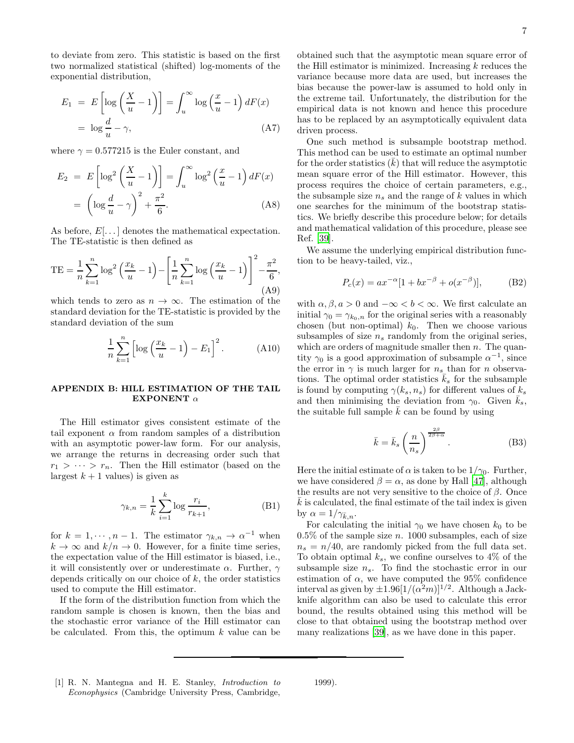to deviate from zero. This statistic is based on the first two normalized statistical (shifted) log-moments of the exponential distribution,

$$E_1 = E\left[\log\left(\frac{X}{u}-1\right)\right] = \int_u^\infty \log\left(\frac{x}{u}-1\right) dF(x) = \log\frac{d}{u} - \gamma, \tag{A7}$$

where $\gamma = 0.577215$ is the Euler constant, and

$$E_2 = E\left[\log^2\left(\frac{X}{u}-1\right)\right] = \int_u^\infty \log^2\left(\frac{x}{u}-1\right) dF(x) = \left(\log\frac{d}{u} - \gamma\right)^2 + \frac{\pi^2}{6}. \tag{A8}$$

As before, $E[\dots]$ denotes the mathematical expectation. The TE-statistic is then defined as

$$\mathrm{TE} = \frac{1}{n}\sum_{k=1}^{n}\log^2\left(\frac{x_k}{u}-1\right) - \left[\frac{1}{n}\sum_{k=1}^{n}\log\left(\frac{x_k}{u}-1\right)\right]^2 - \frac{\pi^2}{6}, \tag{A9}$$

which tends to zero as $n \to \infty$. The estimation of the standard deviation for the TE-statistic is provided by the standard deviation of the sum

$$\frac{1}{n}\sum_{k=1}^{n}\left[\log\left(\frac{x_k}{u}-1\right) - E_1\right]^2. \tag{A10}$$

## APPENDIX B: HILL ESTIMATION OF THE TAIL EXPONENT $\alpha$

The Hill estimator gives consistent estimate of the tail exponent $\alpha$ from random samples of a distribution with an asymptotic power-law form. For our analysis, we arrange the returns in decreasing order such that $r_1 > \cdots > r_n$. Then the Hill estimator (based on the largest $k+1$ values) is given as

$$\gamma_{k,n} = \frac{1}{k}\sum_{i=1}^{k}\log\frac{r_i}{r_{k+1}}, \tag{B1}$$

for $k = 1, \cdots, n-1$. The estimator $\gamma_{k,n} \to \alpha^{-1}$ when $k \to \infty$ and $k/n \to 0$. However, for a finite time series, the expectation value of the Hill estimator is biased, i.e., it will consistently over or underestimate $\alpha$. Further, $\gamma$ depends critically on our choice of $k$, the order statistics used to compute the Hill estimator.

If the form of the distribution function from which the random sample is chosen is known, then the bias and the stochastic error variance of the Hill estimator can be calculated. From this, the optimum $k$ value can be obtained such that the asymptotic mean square error of the Hill estimator is minimized. Increasing $k$ reduces the variance because more data are used, but increases the bias because the power-law is assumed to hold only in the extreme tail. Unfortunately, the distribution for the empirical data is not known and hence this procedure has to be replaced by an asymptotically equivalent data driven process.

One such method is subsample bootstrap method. This method can be used to estimate an optimal number for the order statistics ($\bar{k}$) that will reduce the asymptotic mean square error of the Hill estimator. However, this process requires the choice of certain parameters, e.g., the subsample size $n_s$ and the range of $k$ values in which one searches for the minimum of the bootstrap statistics. We briefly describe this procedure below; for details and mathematical validation of this procedure, please see Ref. [39].

We assume the underlying empirical distribution function to be heavy-tailed, viz.,

$$P_c(x) = ax^{-\alpha}[1 + bx^{-\beta} + o(x^{-\beta})], \tag{B2}$$

with $\alpha, \beta, a > 0$ and $-\infty < b < \infty$. We first calculate an initial $\gamma_0 = \gamma_{k_0,n}$ for the original series with a reasonably chosen (but non-optimal) $k_0$. Then we choose various subsamples of size $n_s$ randomly from the original series, which are orders of magnitude smaller then $n$. The quantity $\gamma_0$ is a good approximation of subsample $\alpha^{-1}$, since the error in $\gamma$ is much larger for $n_s$ than for $n$ observations. The optimal order statistics $\bar{k}_s$ for the subsample is found by computing $\gamma(k_s, n_s)$ for different values of $k_s$ and then minimising the deviation from $\gamma_0$. Given $\bar{k}_s$, the suitable full sample $\bar{k}$ can be found by using

$$\bar{k} = \bar{k}_s\left(\frac{n}{n_s}\right)^{\frac{2\beta}{2\beta+\alpha}}. \tag{B3}$$

Here the initial estimate of $\alpha$ is taken to be $1/\gamma_0$. Further, we have considered $\beta = \alpha$, as done by Hall [47], although the results are not very sensitive to the choice of $\beta$. Once $\bar{k}$ is calculated, the final estimate of the tail index is given by $\alpha = 1/\gamma_{\bar{k},n}$.

For calculating the initial $\gamma_0$ we have chosen $k_0$ to be 0.5% of the sample size $n$. 1000 subsamples, each of size $n_s = n/40$, are randomly picked from the full data set. To obtain optimal $k_s$, we confine ourselves to 4% of the subsample size $n_s$. To find the stochastic error in our estimation of $\alpha$, we have computed the 95% confidence interval as given by $\pm 1.96[1/(\alpha^2 m)]^{1/2}$. Although a Jackknife algorithm can also be used to calculate this error bound, the results obtained using this method will be close to that obtained using the bootstrap method over many realizations [39], as we have done in this paper.

---

[1] R. N. Mantegna and H. E. Stanley, *Introduction to Econophysics* (Cambridge University Press, Cambridge, 1999).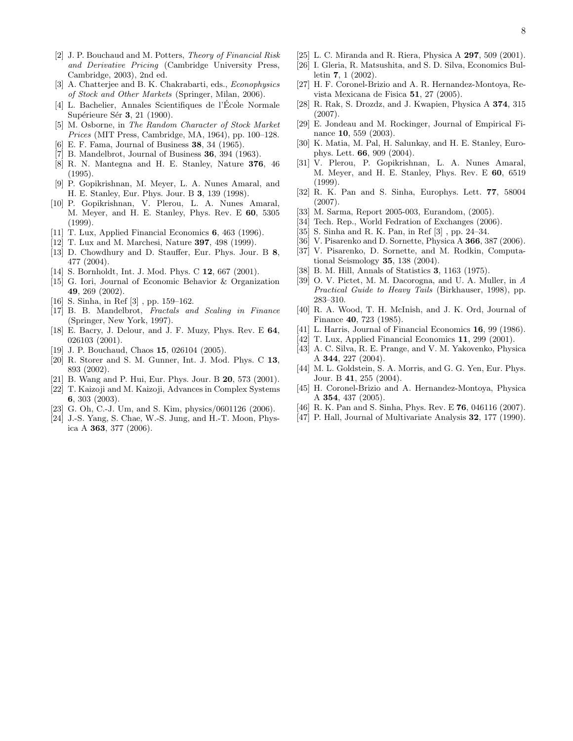- [2] J. P. Bouchaud and M. Potters, *Theory of Financial Risk and Derivative Pricing* (Cambridge University Press, Cambridge, 2003), 2nd ed.
- [3] A. Chatterjee and B. K. Chakrabarti, eds., *Econophysics of Stock and Other Markets* (Springer, Milan, 2006).
- [4] L. Bachelier, Annales Scientifiques de l'École Normale Supérieure Sér **3**, 21 (1900).
- [5] M. Osborne, in *The Random Character of Stock Market Prices* (MIT Press, Cambridge, MA, 1964), pp. 100–128.
- [6] E. F. Fama, Journal of Business **38**, 34 (1965).
- [7] B. Mandelbrot, Journal of Business **36**, 394 (1963).
- [8] R. N. Mantegna and H. E. Stanley, Nature **376**, 46 (1995).
- [9] P. Gopikrishnan, M. Meyer, L. A. Nunes Amaral, and H. E. Stanley, Eur. Phys. Jour. B **3**, 139 (1998).
- [10] P. Gopikrishnan, V. Plerou, L. A. Nunes Amaral, M. Meyer, and H. E. Stanley, Phys. Rev. E **60**, 5305 (1999).
- [11] T. Lux, Applied Financial Economics **6**, 463 (1996).
- [12] T. Lux and M. Marchesi, Nature **397**, 498 (1999).
- [13] D. Chowdhury and D. Stauffer, Eur. Phys. Jour. B **8**, 477 (2004).
- [14] S. Bornholdt, Int. J. Mod. Phys. C **12**, 667 (2001).
- [15] G. Iori, Journal of Economic Behavior & Organization **49**, 269 (2002).
- [16] S. Sinha, in Ref [3] , pp. 159–162.
- [17] B. B. Mandelbrot, *Fractals and Scaling in Finance* (Springer, New York, 1997).
- [18] E. Bacry, J. Delour, and J. F. Muzy, Phys. Rev. E **64**, 026103 (2001).
- [19] J. P. Bouchaud, Chaos **15**, 026104 (2005).
- [20] R. Storer and S. M. Gunner, Int. J. Mod. Phys. C **13**, 893 (2002).
- [21] B. Wang and P. Hui, Eur. Phys. Jour. B **20**, 573 (2001).
- [22] T. Kaizoji and M. Kaizoji, Advances in Complex Systems **6**, 303 (2003).
- [23] G. Oh, C.-J. Um, and S. Kim, physics/0601126 (2006).
- [24] J.-S. Yang, S. Chae, W.-S. Jung, and H.-T. Moon, Physica A **363**, 377 (2006).
- [25] L. C. Miranda and R. Riera, Physica A **297**, 509 (2001).
- [26] I. Gleria, R. Matsushita, and S. D. Silva, Economics Bulletin **7**, 1 (2002).
- [27] H. F. Coronel-Brizio and A. R. Hernandez-Montoya, Revista Mexicana de Fisica **51**, 27 (2005).
- [28] R. Rak, S. Drozdz, and J. Kwapien, Physica A **374**, 315 (2007).
- [29] E. Jondeau and M. Rockinger, Journal of Empirical Finance **10**, 559 (2003).
- [30] K. Matia, M. Pal, H. Salunkay, and H. E. Stanley, Europhys. Lett. **66**, 909 (2004).
- [31] V. Plerou, P. Gopikrishnan, L. A. Nunes Amaral, M. Meyer, and H. E. Stanley, Phys. Rev. E **60**, 6519 (1999).
- [32] R. K. Pan and S. Sinha, Europhys. Lett. **77**, 58004 (2007).
- [33] M. Sarma, Report 2005-003, Eurandom, (2005).
- [34] Tech. Rep., World Fedration of Exchanges (2006).
- [35] S. Sinha and R. K. Pan, in Ref [3] , pp. 24–34.
- [36] V. Pisarenko and D. Sornette, Physica A **366**, 387 (2006).
- [37] V. Pisarenko, D. Sornette, and M. Rodkin, Computational Seismology **35**, 138 (2004).
- [38] B. M. Hill, Annals of Statistics **3**, 1163 (1975).
- [39] O. V. Pictet, M. M. Dacorogna, and U. A. Muller, in *A Practical Guide to Heavy Tails* (Birkhauser, 1998), pp. 283–310.
- [40] R. A. Wood, T. H. McInish, and J. K. Ord, Journal of Finance **40**, 723 (1985).
- [41] L. Harris, Journal of Financial Economics **16**, 99 (1986).
- [42] T. Lux, Applied Financial Economics **11**, 299 (2001).
- [43] A. C. Silva, R. E. Prange, and V. M. Yakovenko, Physica A **344**, 227 (2004).
- [44] M. L. Goldstein, S. A. Morris, and G. G. Yen, Eur. Phys. Jour. B **41**, 255 (2004).
- [45] H. Coronel-Brizio and A. Hernandez-Montoya, Physica A **354**, 437 (2005).
- [46] R. K. Pan and S. Sinha, Phys. Rev. E **76**, 046116 (2007).
- [47] P. Hall, Journal of Multivariate Analysis **32**, 177 (1990).